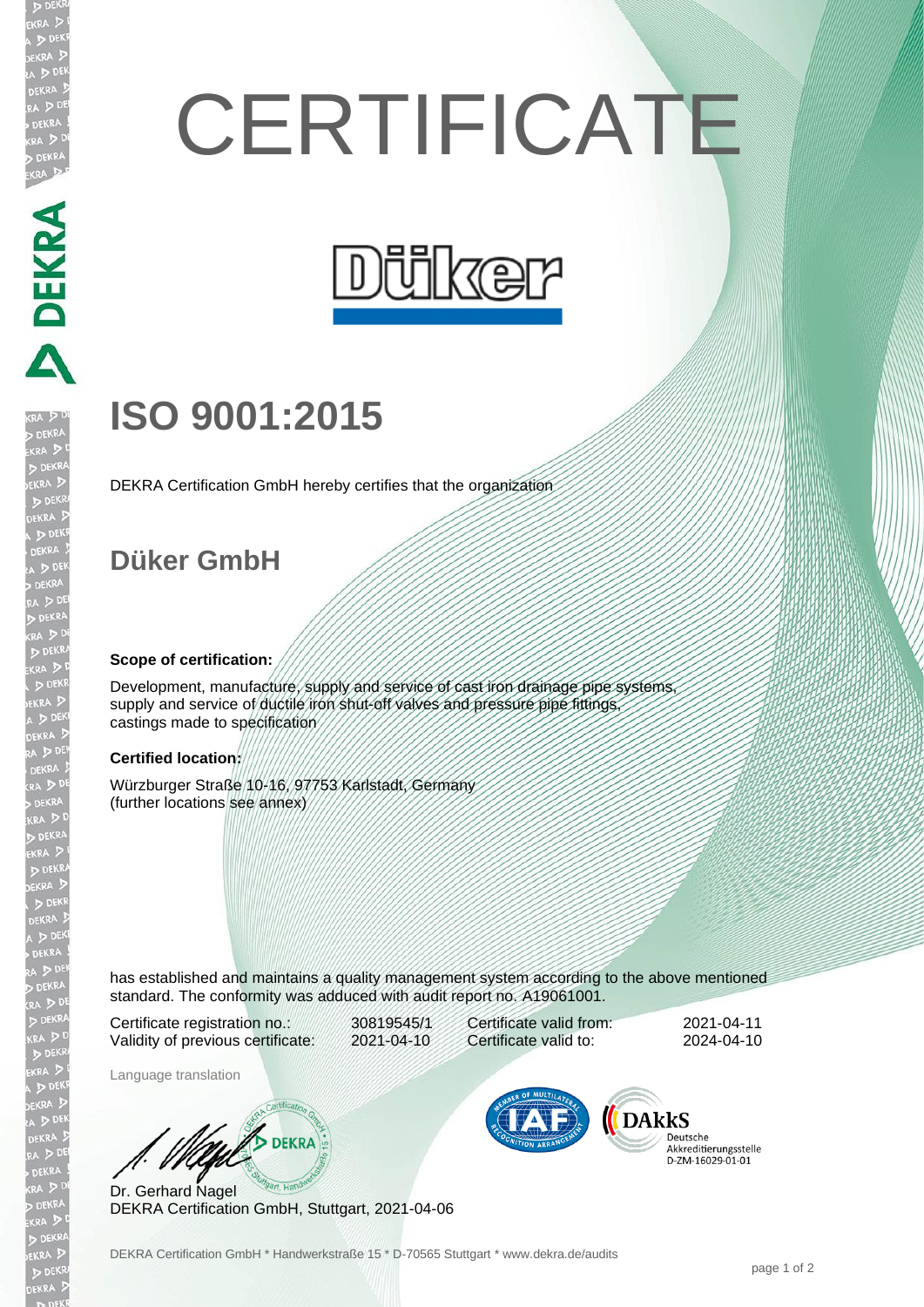# CERTIFICATE

Düker

## ISO 9001:2015

DEKRA Certification GmbH hereby certifies that the organization

## Düker GmbH

**Scope of certification:**

Development, manufacture, supply and service of cast iron drainage pipe systems, supply and service of ductile iron shut-off valves and pressure pipe fittings, castings made to specification

**Certified location:**

Würzburger Straße 10-16, 97753 Karlstadt, Germany
(further locations see annex)

has established and maintains a quality management system according to the above mentioned standard. The conformity was adduced with audit report no. A19061001.

| | | | |
|---|---|---|---|
| Certificate registration no.: | 30819545/1 | Certificate valid from: | 2021-04-11 |
| Validity of previous certificate: | 2021-04-10 | Certificate valid to: | 2024-04-10 |

Language translation

Dr. Gerhard Nagel
DEKRA Certification GmbH, Stuttgart, 2021-04-06

DAkkS Deutsche Akkreditierungsstelle D-ZM-16029-01-01

DEKRA Certification GmbH * Handwerkstraße 15 * D-70565 Stuttgart * www.dekra.de/audits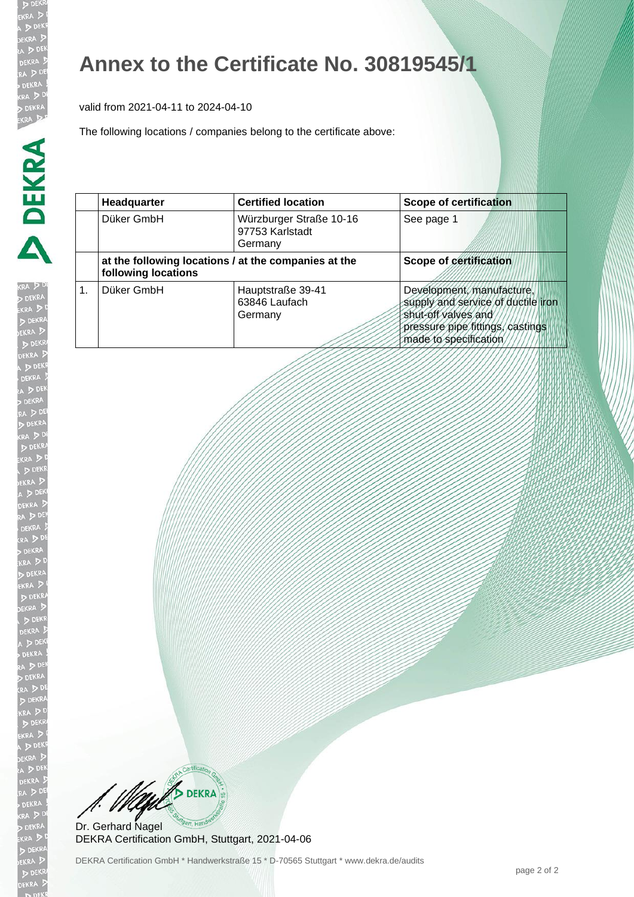# Annex to the Certificate No. 30819545/1

valid from 2021-04-11 to 2024-04-10

The following locations / companies belong to the certificate above:

| | Headquarter | Certified location | Scope of certification |
|---|---|---|---|
| | Düker GmbH | Würzburger Straße 10-16<br>97753 Karlstadt<br>Germany | See page 1 |
| | **at the following locations / at the companies at the following locations** | | **Scope of certification** |
| 1. | Düker GmbH | Hauptstraße 39-41<br>63846 Laufach<br>Germany | Development, manufacture, supply and service of ductile iron shut-off valves and pressure pipe fittings, castings made to specification |

Dr. Gerhard Nagel
DEKRA Certification GmbH, Stuttgart, 2021-04-06

DEKRA Certification GmbH * Handwerkstraße 15 * D-70565 Stuttgart * www.dekra.de/audits